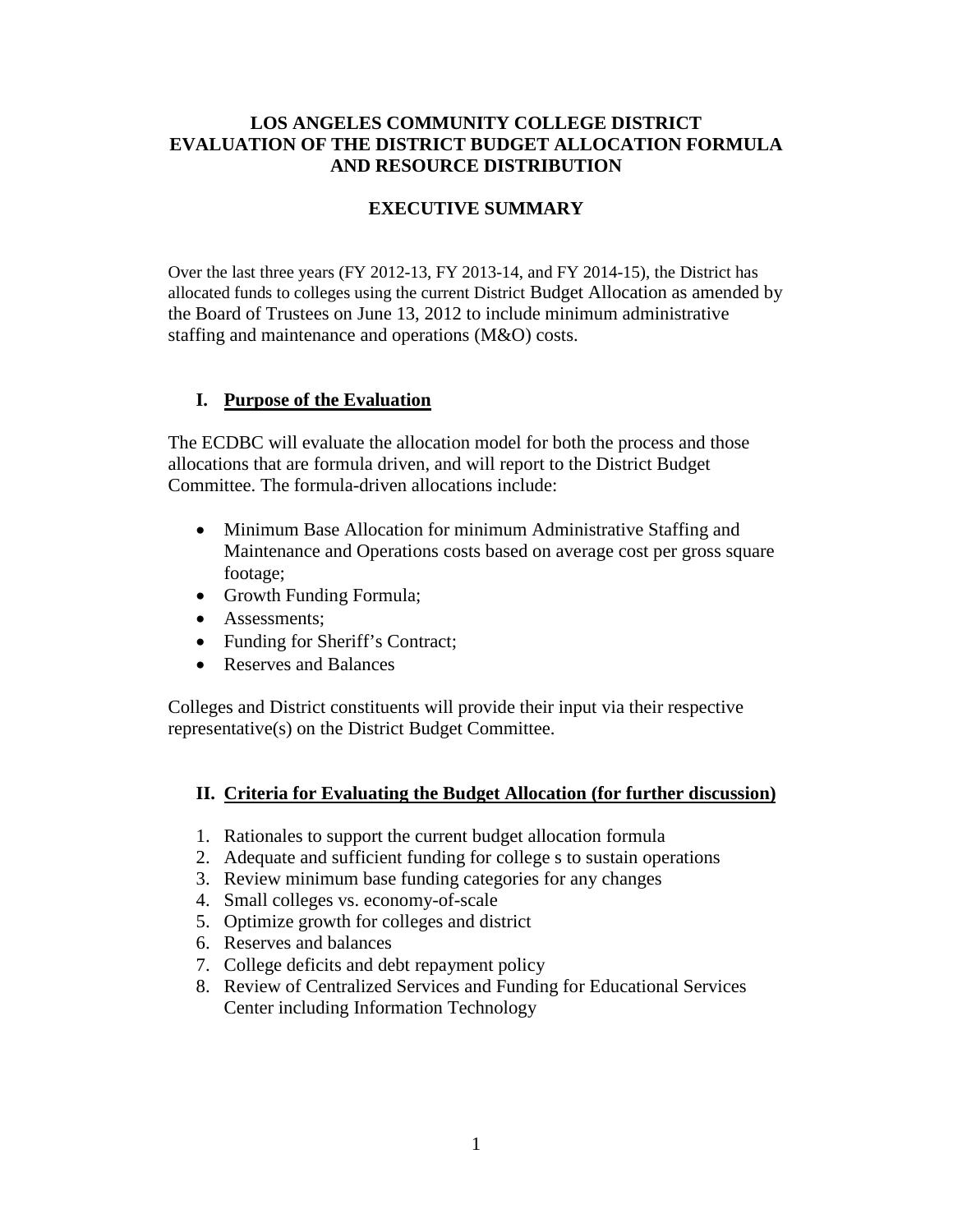# LOS ANGELES COMMUNITY COLLEGE DISTRICT
# EVALUATION OF THE DISTRICT BUDGET ALLOCATION FORMULA AND RESOURCE DISTRIBUTION

## EXECUTIVE SUMMARY

Over the last three years (FY 2012-13, FY 2013-14, and FY 2014-15), the District has allocated funds to colleges using the current District Budget Allocation as amended by the Board of Trustees on June 13, 2012 to include minimum administrative staffing and maintenance and operations (M&O) costs.

### I. Purpose of the Evaluation

The ECDBC will evaluate the allocation model for both the process and those allocations that are formula driven, and will report to the District Budget Committee. The formula-driven allocations include:

- Minimum Base Allocation for minimum Administrative Staffing and Maintenance and Operations costs based on average cost per gross square footage;
- Growth Funding Formula;
- Assessments;
- Funding for Sheriff's Contract;
- Reserves and Balances

Colleges and District constituents will provide their input via their respective representative(s) on the District Budget Committee.

### II. Criteria for Evaluating the Budget Allocation (for further discussion)

1. Rationales to support the current budget allocation formula
2. Adequate and sufficient funding for college s to sustain operations
3. Review minimum base funding categories for any changes
4. Small colleges vs. economy-of-scale
5. Optimize growth for colleges and district
6. Reserves and balances
7. College deficits and debt repayment policy
8. Review of Centralized Services and Funding for Educational Services Center including Information Technology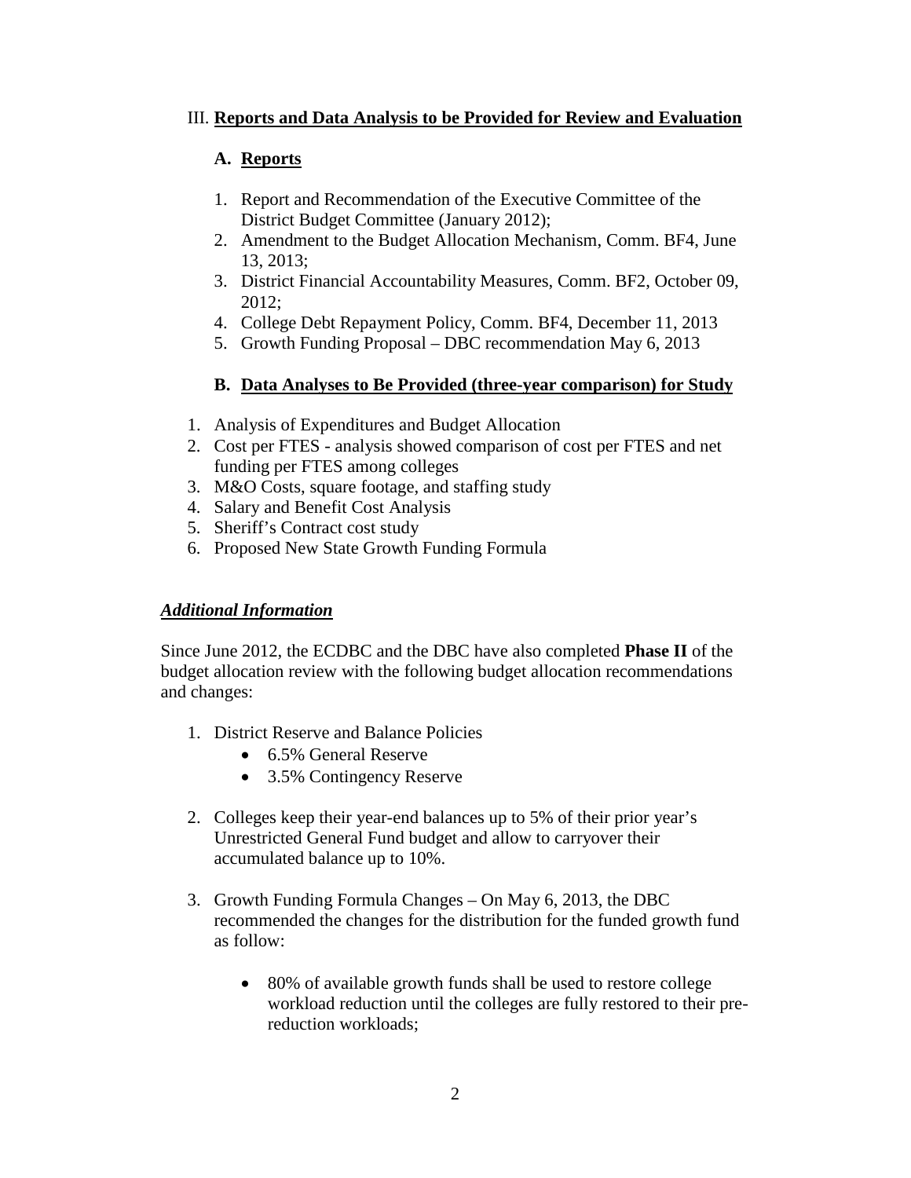## III. **Reports and Data Analysis to be Provided for Review and Evaluation**

### A. **Reports**

1. Report and Recommendation of the Executive Committee of the District Budget Committee (January 2012);
2. Amendment to the Budget Allocation Mechanism, Comm. BF4, June 13, 2013;
3. District Financial Accountability Measures, Comm. BF2, October 09, 2012;
4. College Debt Repayment Policy, Comm. BF4, December 11, 2013
5. Growth Funding Proposal – DBC recommendation May 6, 2013

### B. **Data Analyses to Be Provided (three-year comparison) for Study**

1. Analysis of Expenditures and Budget Allocation
2. Cost per FTES - analysis showed comparison of cost per FTES and net funding per FTES among colleges
3. M&O Costs, square footage, and staffing study
4. Salary and Benefit Cost Analysis
5. Sheriff's Contract cost study
6. Proposed New State Growth Funding Formula

***Additional Information***

Since June 2012, the ECDBC and the DBC have also completed **Phase II** of the budget allocation review with the following budget allocation recommendations and changes:

1. District Reserve and Balance Policies
   - 6.5% General Reserve
   - 3.5% Contingency Reserve

2. Colleges keep their year-end balances up to 5% of their prior year's Unrestricted General Fund budget and allow to carryover their accumulated balance up to 10%.

3. Growth Funding Formula Changes – On May 6, 2013, the DBC recommended the changes for the distribution for the funded growth fund as follow:

   - 80% of available growth funds shall be used to restore college workload reduction until the colleges are fully restored to their pre-reduction workloads;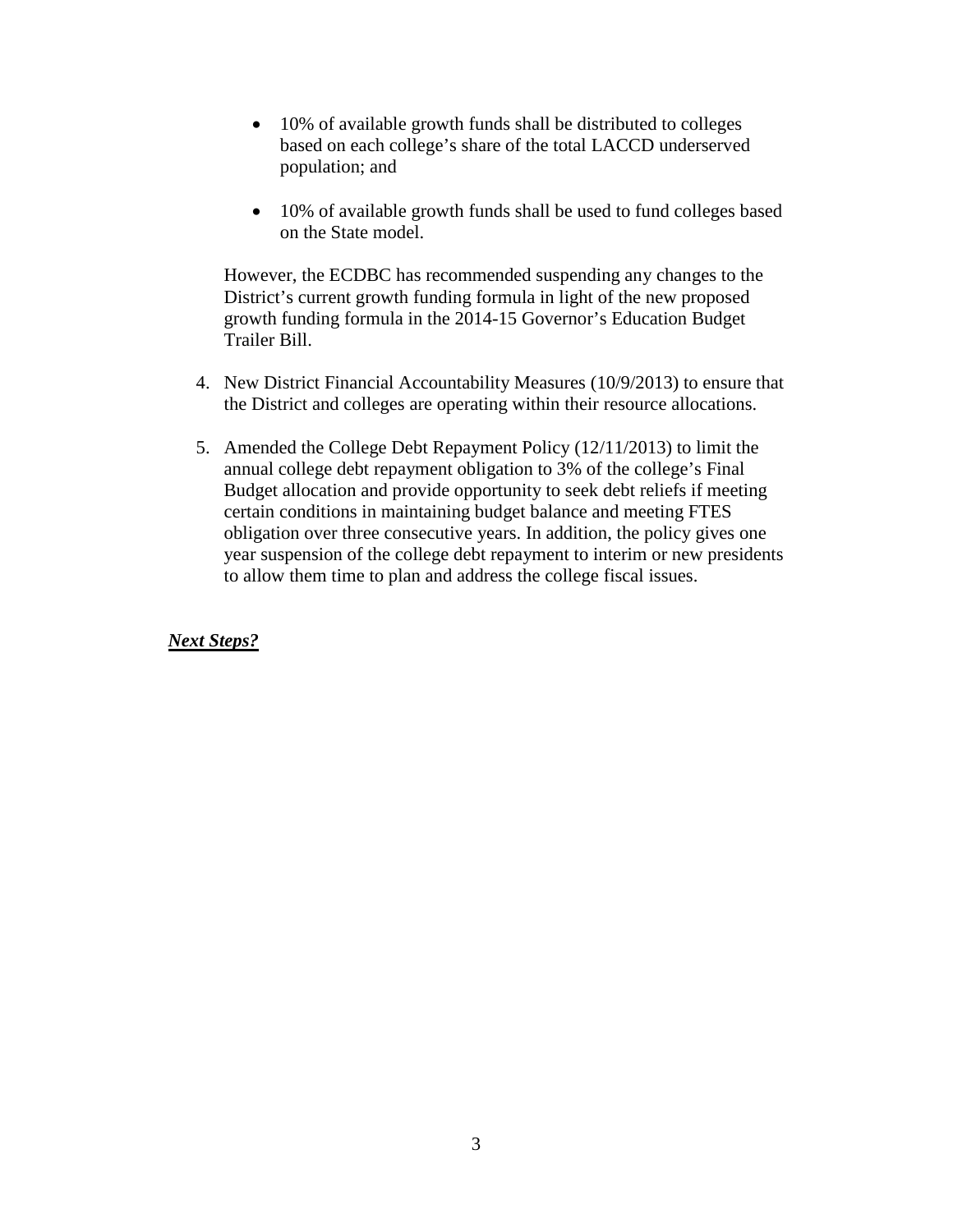- 10% of available growth funds shall be distributed to colleges based on each college's share of the total LACCD underserved population; and

- 10% of available growth funds shall be used to fund colleges based on the State model.

However, the ECDBC has recommended suspending any changes to the District's current growth funding formula in light of the new proposed growth funding formula in the 2014-15 Governor's Education Budget Trailer Bill.

4. New District Financial Accountability Measures (10/9/2013) to ensure that the District and colleges are operating within their resource allocations.

5. Amended the College Debt Repayment Policy (12/11/2013) to limit the annual college debt repayment obligation to 3% of the college's Final Budget allocation and provide opportunity to seek debt reliefs if meeting certain conditions in maintaining budget balance and meeting FTES obligation over three consecutive years. In addition, the policy gives one year suspension of the college debt repayment to interim or new presidents to allow them time to plan and address the college fiscal issues.

***<u>Next Steps?</u>***